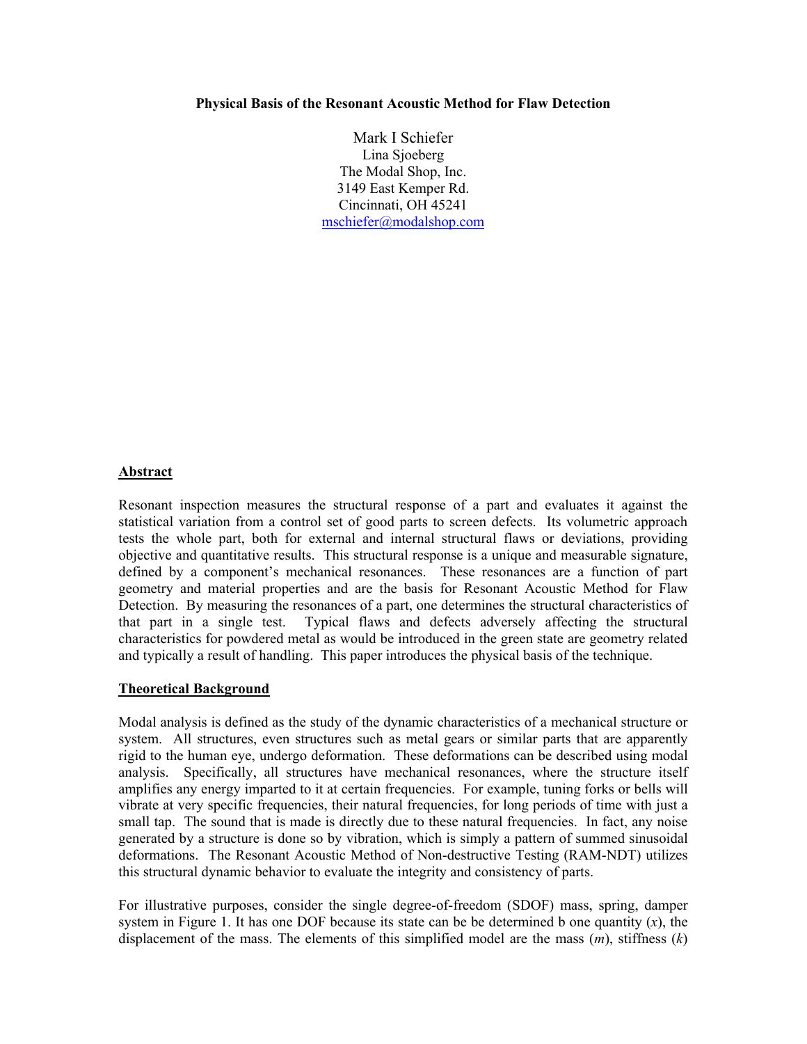**Physical Basis of the Resonant Acoustic Method for Flaw Detection**

Mark I Schiefer
Lina Sjoeberg
The Modal Shop, Inc.
3149 East Kemper Rd.
Cincinnati, OH 45241
mschiefer@modalshop.com

## Abstract

Resonant inspection measures the structural response of a part and evaluates it against the statistical variation from a control set of good parts to screen defects. Its volumetric approach tests the whole part, both for external and internal structural flaws or deviations, providing objective and quantitative results. This structural response is a unique and measurable signature, defined by a component's mechanical resonances. These resonances are a function of part geometry and material properties and are the basis for Resonant Acoustic Method for Flaw Detection. By measuring the resonances of a part, one determines the structural characteristics of that part in a single test. Typical flaws and defects adversely affecting the structural characteristics for powdered metal as would be introduced in the green state are geometry related and typically a result of handling. This paper introduces the physical basis of the technique.

## Theoretical Background

Modal analysis is defined as the study of the dynamic characteristics of a mechanical structure or system. All structures, even structures such as metal gears or similar parts that are apparently rigid to the human eye, undergo deformation. These deformations can be described using modal analysis. Specifically, all structures have mechanical resonances, where the structure itself amplifies any energy imparted to it at certain frequencies. For example, tuning forks or bells will vibrate at very specific frequencies, their natural frequencies, for long periods of time with just a small tap. The sound that is made is directly due to these natural frequencies. In fact, any noise generated by a structure is done so by vibration, which is simply a pattern of summed sinusoidal deformations. The Resonant Acoustic Method of Non-destructive Testing (RAM-NDT) utilizes this structural dynamic behavior to evaluate the integrity and consistency of parts.

For illustrative purposes, consider the single degree-of-freedom (SDOF) mass, spring, damper system in Figure 1. It has one DOF because its state can be be determined b one quantity (*x*), the displacement of the mass. The elements of this simplified model are the mass (*m*), stiffness (*k*)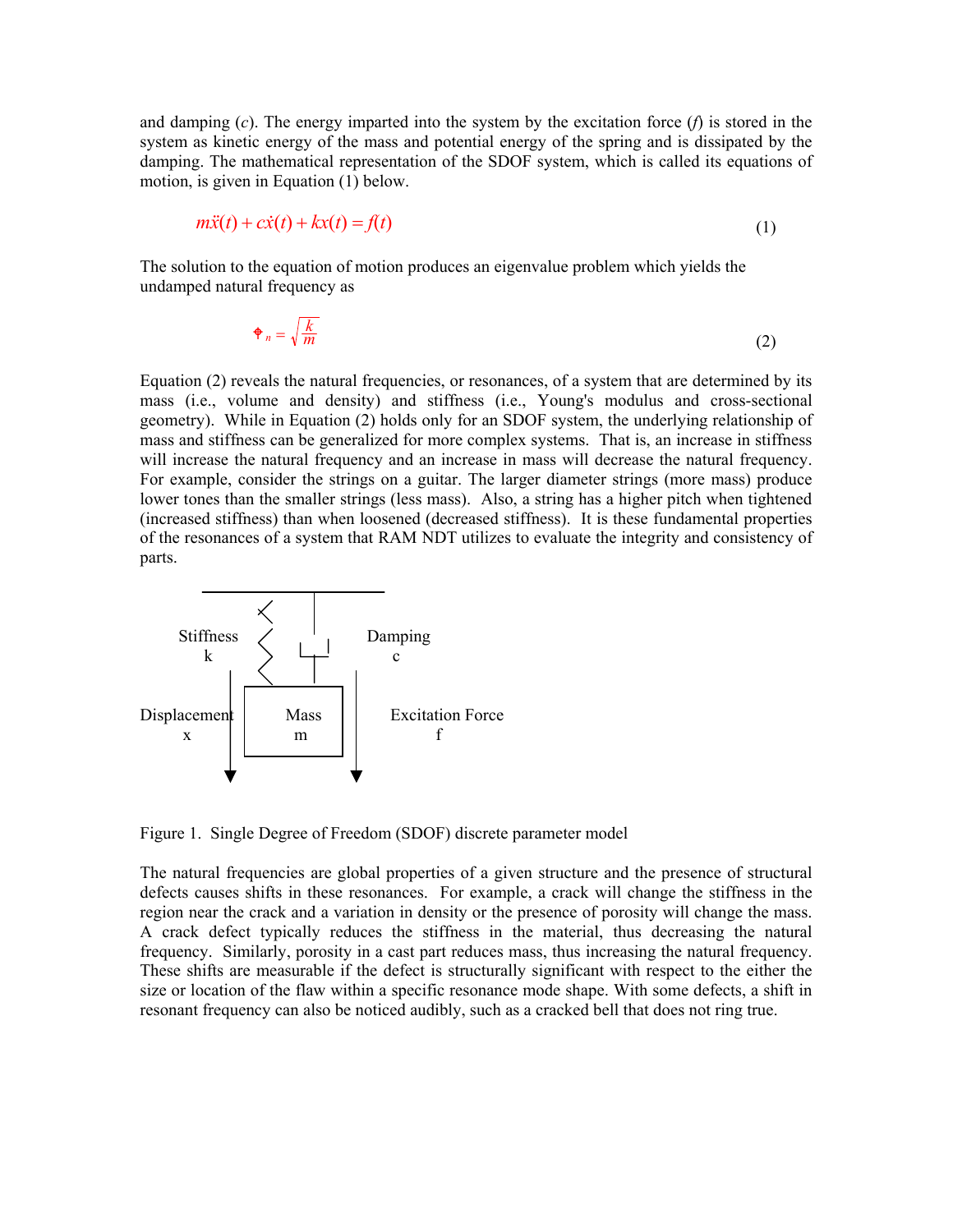and damping (*c*). The energy imparted into the system by the excitation force (*f*) is stored in the system as kinetic energy of the mass and potential energy of the spring and is dissipated by the damping. The mathematical representation of the SDOF system, which is called its equations of motion, is given in Equation (1) below.

$$m\ddot{x}(t) + c\dot{x}(t) + kx(t) = f(t) \tag{1}$$

The solution to the equation of motion produces an eigenvalue problem which yields the undamped natural frequency as

$$\omega_n = \sqrt{\frac{k}{m}} \tag{2}$$

Equation (2) reveals the natural frequencies, or resonances, of a system that are determined by its mass (i.e., volume and density) and stiffness (i.e., Young's modulus and cross-sectional geometry). While in Equation (2) holds only for an SDOF system, the underlying relationship of mass and stiffness can be generalized for more complex systems. That is, an increase in stiffness will increase the natural frequency and an increase in mass will decrease the natural frequency. For example, consider the strings on a guitar. The larger diameter strings (more mass) produce lower tones than the smaller strings (less mass). Also, a string has a higher pitch when tightened (increased stiffness) than when loosened (decreased stiffness). It is these fundamental properties of the resonances of a system that RAM NDT utilizes to evaluate the integrity and consistency of parts.

Figure 1. Single Degree of Freedom (SDOF) discrete parameter model

The natural frequencies are global properties of a given structure and the presence of structural defects causes shifts in these resonances. For example, a crack will change the stiffness in the region near the crack and a variation in density or the presence of porosity will change the mass. A crack defect typically reduces the stiffness in the material, thus decreasing the natural frequency. Similarly, porosity in a cast part reduces mass, thus increasing the natural frequency. These shifts are measurable if the defect is structurally significant with respect to the either the size or location of the flaw within a specific resonance mode shape. With some defects, a shift in resonant frequency can also be noticed audibly, such as a cracked bell that does not ring true.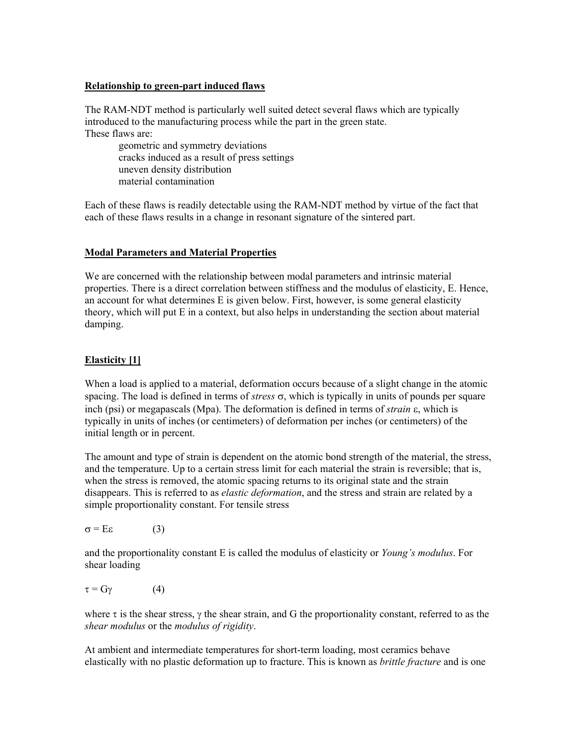## Relationship to green-part induced flaws

The RAM-NDT method is particularly well suited detect several flaws which are typically introduced to the manufacturing process while the part in the green state.
These flaws are:

- geometric and symmetry deviations
- cracks induced as a result of press settings
- uneven density distribution
- material contamination

Each of these flaws is readily detectable using the RAM-NDT method by virtue of the fact that each of these flaws results in a change in resonant signature of the sintered part.

## Modal Parameters and Material Properties

We are concerned with the relationship between modal parameters and intrinsic material properties. There is a direct correlation between stiffness and the modulus of elasticity, E. Hence, an account for what determines E is given below. First, however, is some general elasticity theory, which will put E in a context, but also helps in understanding the section about material damping.

## Elasticity [1]

When a load is applied to a material, deformation occurs because of a slight change in the atomic spacing. The load is defined in terms of *stress* $\sigma$, which is typically in units of pounds per square inch (psi) or megapascals (Mpa). The deformation is defined in terms of *strain* $\varepsilon$, which is typically in units of inches (or centimeters) of deformation per inches (or centimeters) of the initial length or in percent.

The amount and type of strain is dependent on the atomic bond strength of the material, the stress, and the temperature. Up to a certain stress limit for each material the strain is reversible; that is, when the stress is removed, the atomic spacing returns to its original state and the strain disappears. This is referred to as *elastic deformation*, and the stress and strain are related by a simple proportionality constant. For tensile stress

$$\sigma = E\varepsilon \qquad (3)$$

and the proportionality constant E is called the modulus of elasticity or *Young's modulus*. For shear loading

$$\tau = G\gamma \qquad (4)$$

where $\tau$ is the shear stress, $\gamma$ the shear strain, and G the proportionality constant, referred to as the *shear modulus* or the *modulus of rigidity*.

At ambient and intermediate temperatures for short-term loading, most ceramics behave elastically with no plastic deformation up to fracture. This is known as *brittle fracture* and is one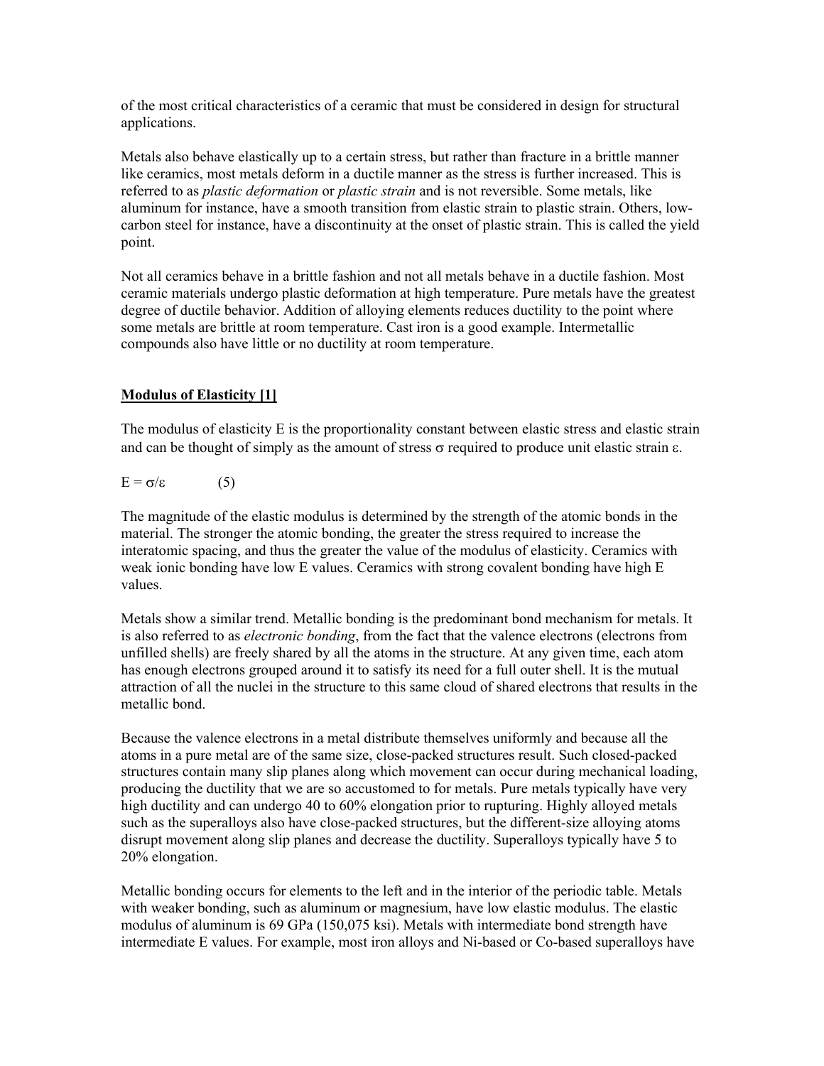of the most critical characteristics of a ceramic that must be considered in design for structural applications.

Metals also behave elastically up to a certain stress, but rather than fracture in a brittle manner like ceramics, most metals deform in a ductile manner as the stress is further increased. This is referred to as *plastic deformation* or *plastic strain* and is not reversible. Some metals, like aluminum for instance, have a smooth transition from elastic strain to plastic strain. Others, low-carbon steel for instance, have a discontinuity at the onset of plastic strain. This is called the yield point.

Not all ceramics behave in a brittle fashion and not all metals behave in a ductile fashion. Most ceramic materials undergo plastic deformation at high temperature. Pure metals have the greatest degree of ductile behavior. Addition of alloying elements reduces ductility to the point where some metals are brittle at room temperature. Cast iron is a good example. Intermetallic compounds also have little or no ductility at room temperature.

## Modulus of Elasticity [1]

The modulus of elasticity E is the proportionality constant between elastic stress and elastic strain and can be thought of simply as the amount of stress $\sigma$ required to produce unit elastic strain $\varepsilon$.

$$E = \sigma/\varepsilon \qquad (5)$$

The magnitude of the elastic modulus is determined by the strength of the atomic bonds in the material. The stronger the atomic bonding, the greater the stress required to increase the interatomic spacing, and thus the greater the value of the modulus of elasticity. Ceramics with weak ionic bonding have low E values. Ceramics with strong covalent bonding have high E values.

Metals show a similar trend. Metallic bonding is the predominant bond mechanism for metals. It is also referred to as *electronic bonding*, from the fact that the valence electrons (electrons from unfilled shells) are freely shared by all the atoms in the structure. At any given time, each atom has enough electrons grouped around it to satisfy its need for a full outer shell. It is the mutual attraction of all the nuclei in the structure to this same cloud of shared electrons that results in the metallic bond.

Because the valence electrons in a metal distribute themselves uniformly and because all the atoms in a pure metal are of the same size, close-packed structures result. Such closed-packed structures contain many slip planes along which movement can occur during mechanical loading, producing the ductility that we are so accustomed to for metals. Pure metals typically have very high ductility and can undergo 40 to 60% elongation prior to rupturing. Highly alloyed metals such as the superalloys also have close-packed structures, but the different-size alloying atoms disrupt movement along slip planes and decrease the ductility. Superalloys typically have 5 to 20% elongation.

Metallic bonding occurs for elements to the left and in the interior of the periodic table. Metals with weaker bonding, such as aluminum or magnesium, have low elastic modulus. The elastic modulus of aluminum is 69 GPa (150,075 ksi). Metals with intermediate bond strength have intermediate E values. For example, most iron alloys and Ni-based or Co-based superalloys have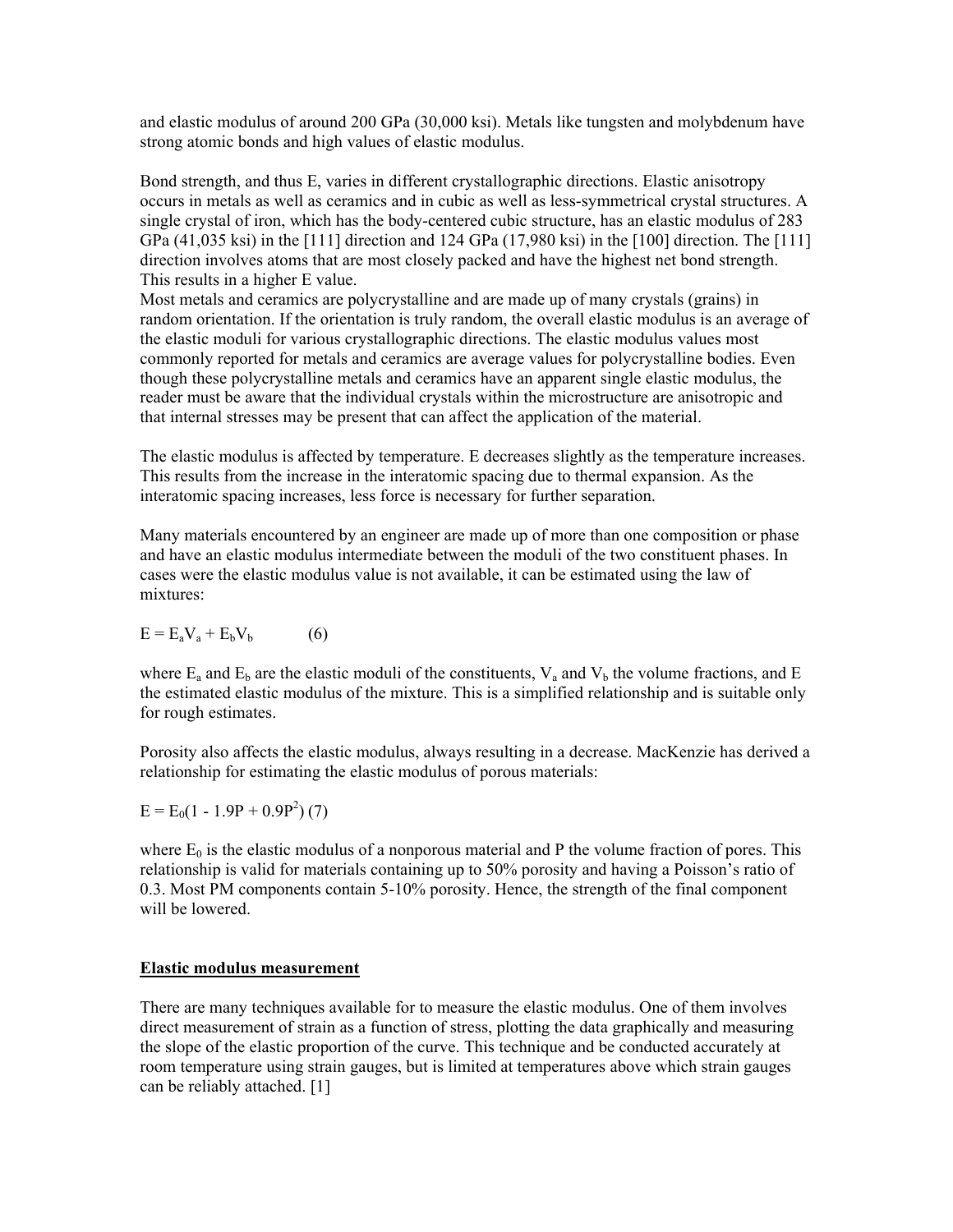and elastic modulus of around 200 GPa (30,000 ksi). Metals like tungsten and molybdenum have strong atomic bonds and high values of elastic modulus.

Bond strength, and thus E, varies in different crystallographic directions. Elastic anisotropy occurs in metals as well as ceramics and in cubic as well as less-symmetrical crystal structures. A single crystal of iron, which has the body-centered cubic structure, has an elastic modulus of 283 GPa (41,035 ksi) in the [111] direction and 124 GPa (17,980 ksi) in the [100] direction. The [111] direction involves atoms that are most closely packed and have the highest net bond strength. This results in a higher E value.
Most metals and ceramics are polycrystalline and are made up of many crystals (grains) in random orientation. If the orientation is truly random, the overall elastic modulus is an average of the elastic moduli for various crystallographic directions. The elastic modulus values most commonly reported for metals and ceramics are average values for polycrystalline bodies. Even though these polycrystalline metals and ceramics have an apparent single elastic modulus, the reader must be aware that the individual crystals within the microstructure are anisotropic and that internal stresses may be present that can affect the application of the material.

The elastic modulus is affected by temperature. E decreases slightly as the temperature increases. This results from the increase in the interatomic spacing due to thermal expansion. As the interatomic spacing increases, less force is necessary for further separation.

Many materials encountered by an engineer are made up of more than one composition or phase and have an elastic modulus intermediate between the moduli of the two constituent phases. In cases were the elastic modulus value is not available, it can be estimated using the law of mixtures:

$$E = E_a V_a + E_b V_b \qquad (6)$$

where $E_a$ and $E_b$ are the elastic moduli of the constituents, $V_a$ and $V_b$ the volume fractions, and E the estimated elastic modulus of the mixture. This is a simplified relationship and is suitable only for rough estimates.

Porosity also affects the elastic modulus, always resulting in a decrease. MacKenzie has derived a relationship for estimating the elastic modulus of porous materials:

$$E = E_0(1 - 1.9P + 0.9P^2) \quad (7)$$

where $E_0$ is the elastic modulus of a nonporous material and P the volume fraction of pores. This relationship is valid for materials containing up to 50% porosity and having a Poisson's ratio of 0.3. Most PM components contain 5-10% porosity. Hence, the strength of the final component will be lowered.

## Elastic modulus measurement

There are many techniques available for to measure the elastic modulus. One of them involves direct measurement of strain as a function of stress, plotting the data graphically and measuring the slope of the elastic proportion of the curve. This technique and be conducted accurately at room temperature using strain gauges, but is limited at temperatures above which strain gauges can be reliably attached. [1]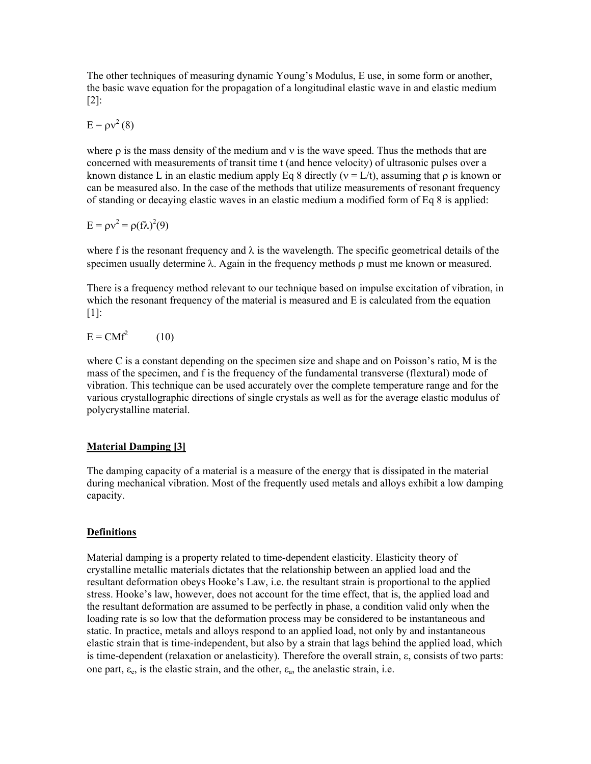The other techniques of measuring dynamic Young's Modulus, E use, in some form or another, the basic wave equation for the propagation of a longitudinal elastic wave in and elastic medium [2]:

$E = \rho v^2$ (8)

where $\rho$ is the mass density of the medium and $v$ is the wave speed. Thus the methods that are concerned with measurements of transit time t (and hence velocity) of ultrasonic pulses over a known distance L in an elastic medium apply Eq 8 directly ($v = L/t$), assuming that $\rho$ is known or can be measured also. In the case of the methods that utilize measurements of resonant frequency of standing or decaying elastic waves in an elastic medium a modified form of Eq 8 is applied:

$E = \rho v^2 = \rho(f\lambda)^2$(9)

where f is the resonant frequency and $\lambda$ is the wavelength. The specific geometrical details of the specimen usually determine $\lambda$. Again in the frequency methods $\rho$ must me known or measured.

There is a frequency method relevant to our technique based on impulse excitation of vibration, in which the resonant frequency of the material is measured and E is calculated from the equation [1]:

$E = CMf^2$ (10)

where C is a constant depending on the specimen size and shape and on Poisson's ratio, M is the mass of the specimen, and f is the frequency of the fundamental transverse (flextural) mode of vibration. This technique can be used accurately over the complete temperature range and for the various crystallographic directions of single crystals as well as for the average elastic modulus of polycrystalline material.

**Material Damping [3]**

The damping capacity of a material is a measure of the energy that is dissipated in the material during mechanical vibration. Most of the frequently used metals and alloys exhibit a low damping capacity.

**Definitions**

Material damping is a property related to time-dependent elasticity. Elasticity theory of crystalline metallic materials dictates that the relationship between an applied load and the resultant deformation obeys Hooke's Law, i.e. the resultant strain is proportional to the applied stress. Hooke's law, however, does not account for the time effect, that is, the applied load and the resultant deformation are assumed to be perfectly in phase, a condition valid only when the loading rate is so low that the deformation process may be considered to be instantaneous and static. In practice, metals and alloys respond to an applied load, not only by and instantaneous elastic strain that is time-independent, but also by a strain that lags behind the applied load, which is time-dependent (relaxation or anelasticity). Therefore the overall strain, $\varepsilon$, consists of two parts: one part, $\varepsilon_e$, is the elastic strain, and the other, $\varepsilon_a$, the anelastic strain, i.e.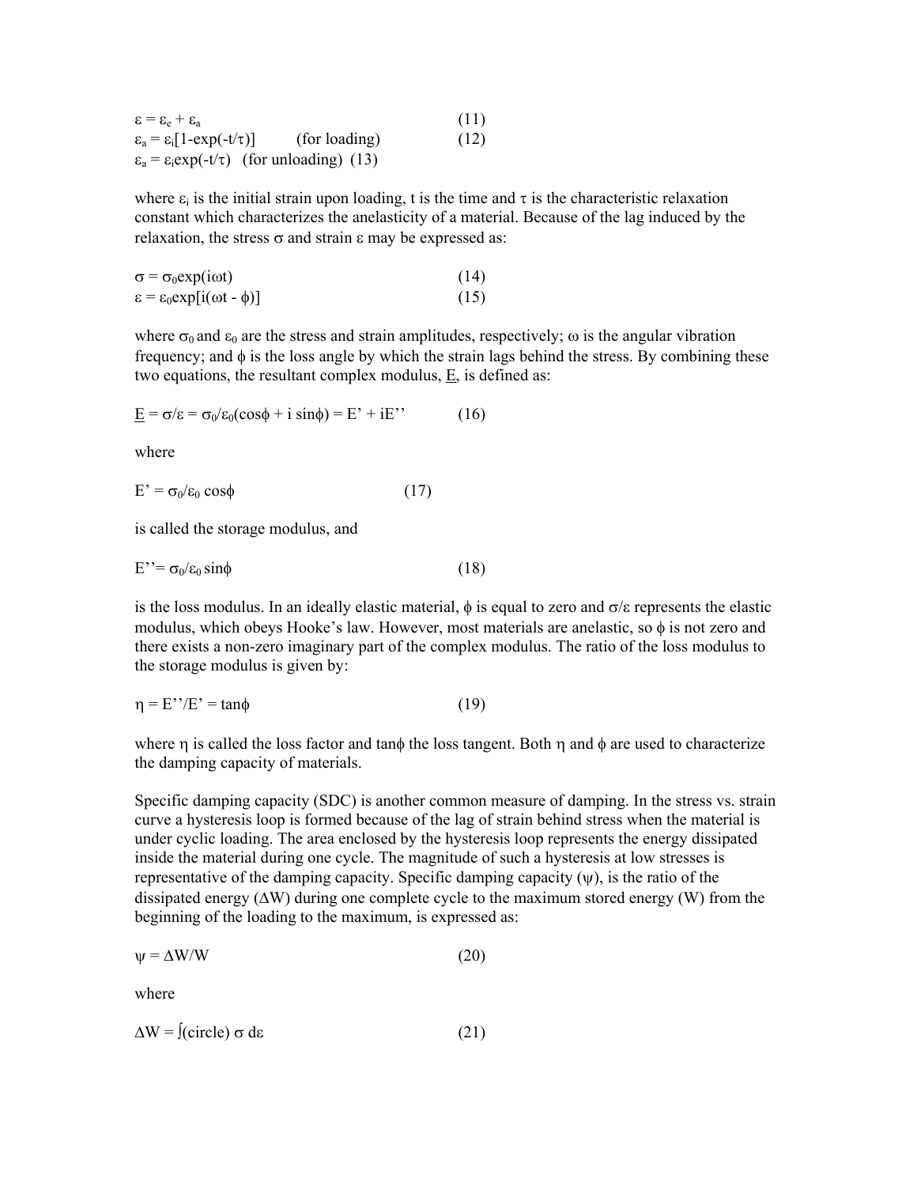$$\varepsilon = \varepsilon_e + \varepsilon_a \qquad (11)$$

$$\varepsilon_a = \varepsilon_i[1-\exp(-t/\tau)] \quad \text{(for loading)} \qquad (12)$$

$$\varepsilon_a = \varepsilon_i\exp(-t/\tau) \quad \text{(for unloading)} \qquad (13)$$

where $\varepsilon_i$ is the initial strain upon loading, t is the time and $\tau$ is the characteristic relaxation constant which characterizes the anelasticity of a material. Because of the lag induced by the relaxation, the stress $\sigma$ and strain $\varepsilon$ may be expressed as:

$$\sigma = \sigma_0\exp(i\omega t) \qquad (14)$$

$$\varepsilon = \varepsilon_0\exp[i(\omega t - \phi)] \qquad (15)$$

where $\sigma_0$ and $\varepsilon_0$ are the stress and strain amplitudes, respectively; $\omega$ is the angular vibration frequency; and $\phi$ is the loss angle by which the strain lags behind the stress. By combining these two equations, the resultant complex modulus, $\underline{E}$, is defined as:

$$\underline{E} = \sigma/\varepsilon = \sigma_0/\varepsilon_0(\cos\phi + i\sin\phi) = E' + iE'' \qquad (16)$$

where

$$E' = \sigma_0/\varepsilon_0 \cos\phi \qquad (17)$$

is called the storage modulus, and

$$E'' = \sigma_0/\varepsilon_0 \sin\phi \qquad (18)$$

is the loss modulus. In an ideally elastic material, $\phi$ is equal to zero and $\sigma/\varepsilon$ represents the elastic modulus, which obeys Hooke's law. However, most materials are anelastic, so $\phi$ is not zero and there exists a non-zero imaginary part of the complex modulus. The ratio of the loss modulus to the storage modulus is given by:

$$\eta = E''/E' = \tan\phi \qquad (19)$$

where $\eta$ is called the loss factor and $\tan\phi$ the loss tangent. Both $\eta$ and $\phi$ are used to characterize the damping capacity of materials.

Specific damping capacity (SDC) is another common measure of damping. In the stress vs. strain curve a hysteresis loop is formed because of the lag of strain behind stress when the material is under cyclic loading. The area enclosed by the hysteresis loop represents the energy dissipated inside the material during one cycle. The magnitude of such a hysteresis at low stresses is representative of the damping capacity. Specific damping capacity ($\psi$), is the ratio of the dissipated energy ($\Delta W$) during one complete cycle to the maximum stored energy (W) from the beginning of the loading to the maximum, is expressed as:

$$\psi = \Delta W/W \qquad (20)$$

where

$$\Delta W = \oint \sigma \, d\varepsilon \qquad (21)$$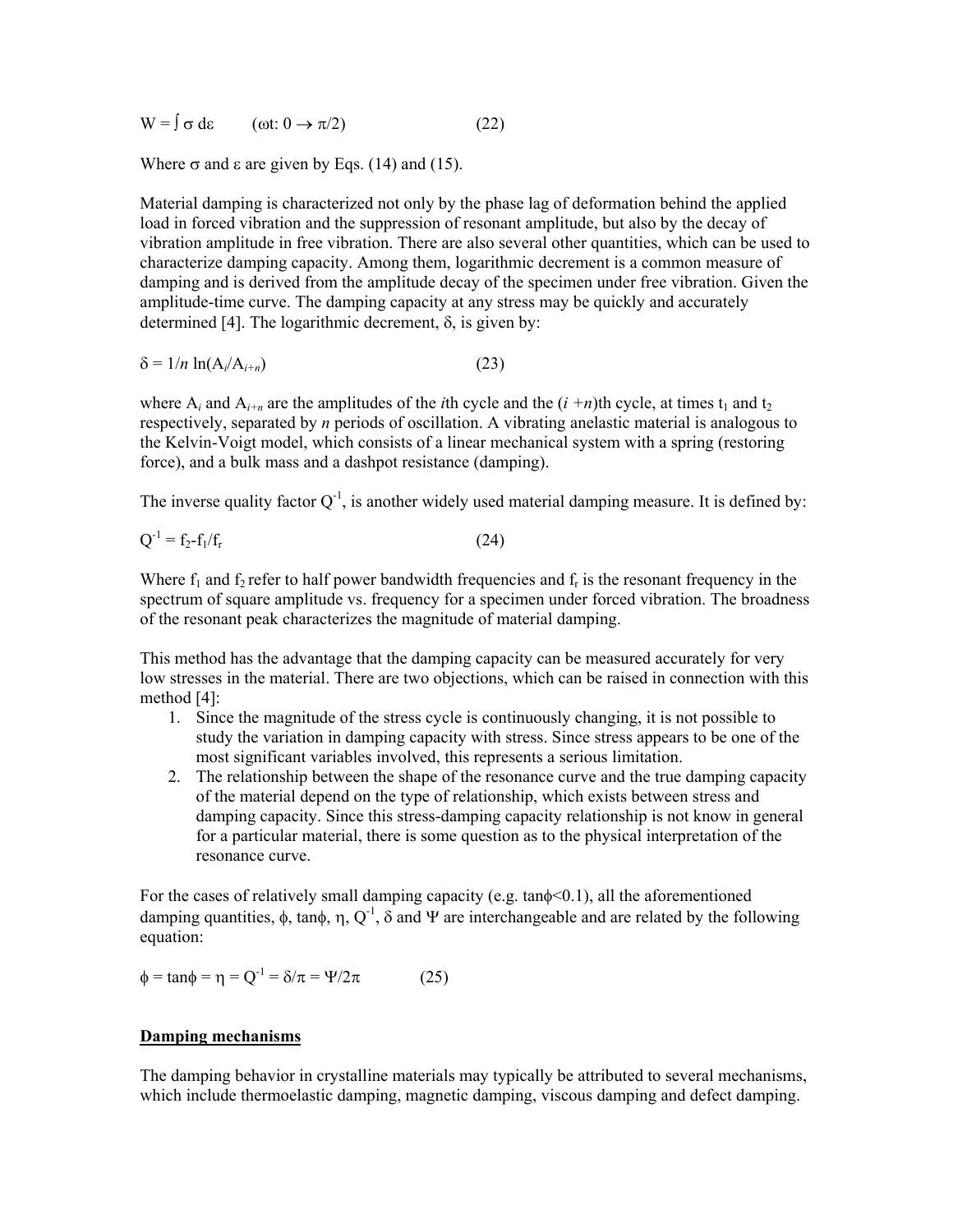$$W = \int \sigma \, d\varepsilon \qquad (\omega t: 0 \rightarrow \pi/2) \qquad (22)$$

Where $\sigma$ and $\varepsilon$ are given by Eqs. (14) and (15).

Material damping is characterized not only by the phase lag of deformation behind the applied load in forced vibration and the suppression of resonant amplitude, but also by the decay of vibration amplitude in free vibration. There are also several other quantities, which can be used to characterize damping capacity. Among them, logarithmic decrement is a common measure of damping and is derived from the amplitude decay of the specimen under free vibration. Given the amplitude-time curve. The damping capacity at any stress may be quickly and accurately determined [4]. The logarithmic decrement, $\delta$, is given by:

$$\delta = 1/n \ln(A_i/A_{i+n}) \qquad (23)$$

where $A_i$ and $A_{i+n}$ are the amplitudes of the *i*th cycle and the $(i+n)$th cycle, at times $t_1$ and $t_2$ respectively, separated by *n* periods of oscillation. A vibrating anelastic material is analogous to the Kelvin-Voigt model, which consists of a linear mechanical system with a spring (restoring force), and a bulk mass and a dashpot resistance (damping).

The inverse quality factor $Q^{-1}$, is another widely used material damping measure. It is defined by:

$$Q^{-1} = f_2 - f_1/f_r \qquad (24)$$

Where $f_1$ and $f_2$ refer to half power bandwidth frequencies and $f_r$ is the resonant frequency in the spectrum of square amplitude vs. frequency for a specimen under forced vibration. The broadness of the resonant peak characterizes the magnitude of material damping.

This method has the advantage that the damping capacity can be measured accurately for very low stresses in the material. There are two objections, which can be raised in connection with this method [4]:

1. Since the magnitude of the stress cycle is continuously changing, it is not possible to study the variation in damping capacity with stress. Since stress appears to be one of the most significant variables involved, this represents a serious limitation.
2. The relationship between the shape of the resonance curve and the true damping capacity of the material depend on the type of relationship, which exists between stress and damping capacity. Since this stress-damping capacity relationship is not know in general for a particular material, there is some question as to the physical interpretation of the resonance curve.

For the cases of relatively small damping capacity (e.g. $\tan\phi < 0.1$), all the aforementioned damping quantities, $\phi$, $\tan\phi$, $\eta$, $Q^{-1}$, $\delta$ and $\Psi$ are interchangeable and are related by the following equation:

$$\phi = \tan\phi = \eta = Q^{-1} = \delta/\pi = \Psi/2\pi \qquad (25)$$

## Damping mechanisms

The damping behavior in crystalline materials may typically be attributed to several mechanisms, which include thermoelastic damping, magnetic damping, viscous damping and defect damping.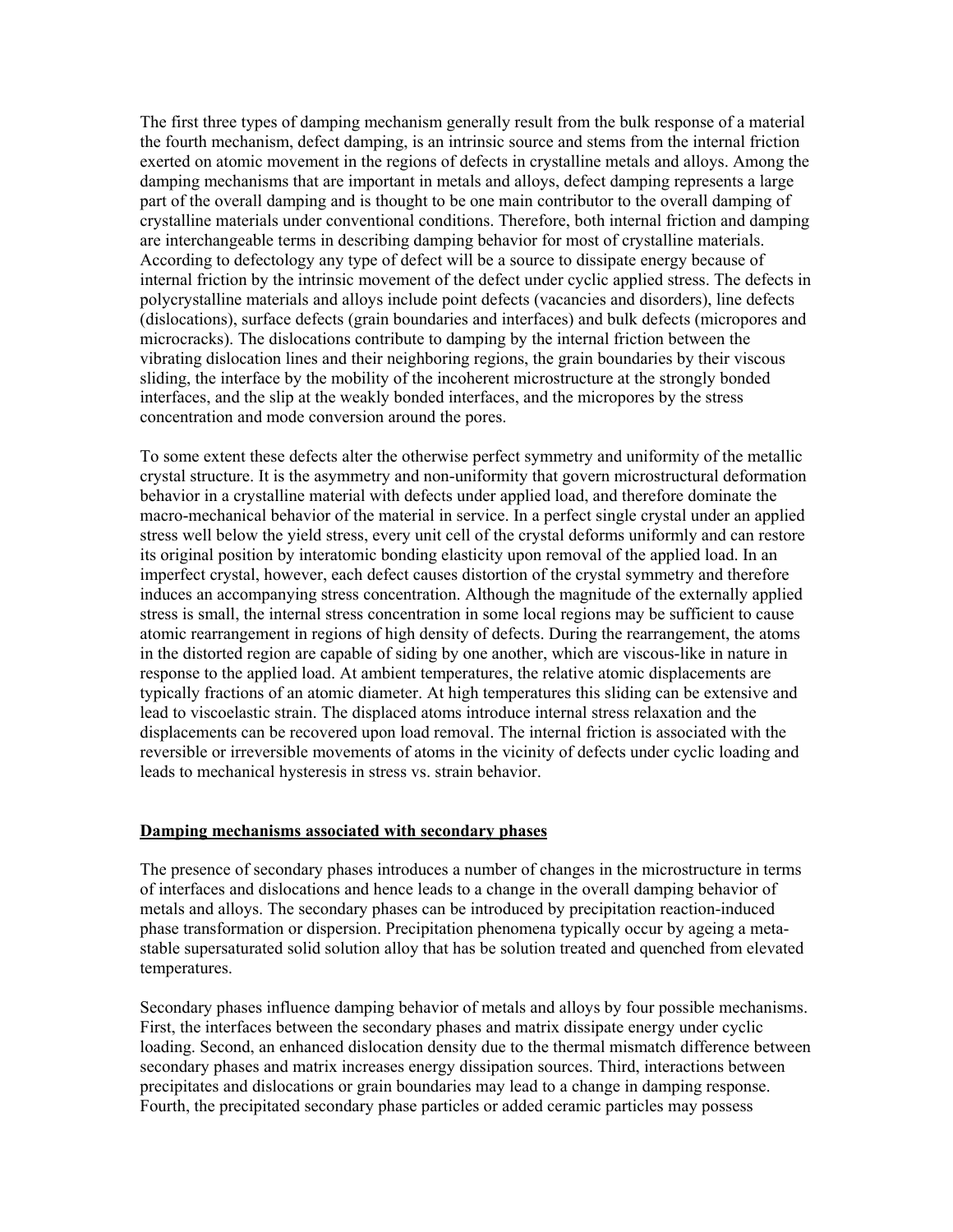The first three types of damping mechanism generally result from the bulk response of a material the fourth mechanism, defect damping, is an intrinsic source and stems from the internal friction exerted on atomic movement in the regions of defects in crystalline metals and alloys. Among the damping mechanisms that are important in metals and alloys, defect damping represents a large part of the overall damping and is thought to be one main contributor to the overall damping of crystalline materials under conventional conditions. Therefore, both internal friction and damping are interchangeable terms in describing damping behavior for most of crystalline materials. According to defectology any type of defect will be a source to dissipate energy because of internal friction by the intrinsic movement of the defect under cyclic applied stress. The defects in polycrystalline materials and alloys include point defects (vacancies and disorders), line defects (dislocations), surface defects (grain boundaries and interfaces) and bulk defects (micropores and microcracks). The dislocations contribute to damping by the internal friction between the vibrating dislocation lines and their neighboring regions, the grain boundaries by their viscous sliding, the interface by the mobility of the incoherent microstructure at the strongly bonded interfaces, and the slip at the weakly bonded interfaces, and the micropores by the stress concentration and mode conversion around the pores.

To some extent these defects alter the otherwise perfect symmetry and uniformity of the metallic crystal structure. It is the asymmetry and non-uniformity that govern microstructural deformation behavior in a crystalline material with defects under applied load, and therefore dominate the macro-mechanical behavior of the material in service. In a perfect single crystal under an applied stress well below the yield stress, every unit cell of the crystal deforms uniformly and can restore its original position by interatomic bonding elasticity upon removal of the applied load. In an imperfect crystal, however, each defect causes distortion of the crystal symmetry and therefore induces an accompanying stress concentration. Although the magnitude of the externally applied stress is small, the internal stress concentration in some local regions may be sufficient to cause atomic rearrangement in regions of high density of defects. During the rearrangement, the atoms in the distorted region are capable of siding by one another, which are viscous-like in nature in response to the applied load. At ambient temperatures, the relative atomic displacements are typically fractions of an atomic diameter. At high temperatures this sliding can be extensive and lead to viscoelastic strain. The displaced atoms introduce internal stress relaxation and the displacements can be recovered upon load removal. The internal friction is associated with the reversible or irreversible movements of atoms in the vicinity of defects under cyclic loading and leads to mechanical hysteresis in stress vs. strain behavior.

## Damping mechanisms associated with secondary phases

The presence of secondary phases introduces a number of changes in the microstructure in terms of interfaces and dislocations and hence leads to a change in the overall damping behavior of metals and alloys. The secondary phases can be introduced by precipitation reaction-induced phase transformation or dispersion. Precipitation phenomena typically occur by ageing a meta-stable supersaturated solid solution alloy that has be solution treated and quenched from elevated temperatures.

Secondary phases influence damping behavior of metals and alloys by four possible mechanisms. First, the interfaces between the secondary phases and matrix dissipate energy under cyclic loading. Second, an enhanced dislocation density due to the thermal mismatch difference between secondary phases and matrix increases energy dissipation sources. Third, interactions between precipitates and dislocations or grain boundaries may lead to a change in damping response. Fourth, the precipitated secondary phase particles or added ceramic particles may possess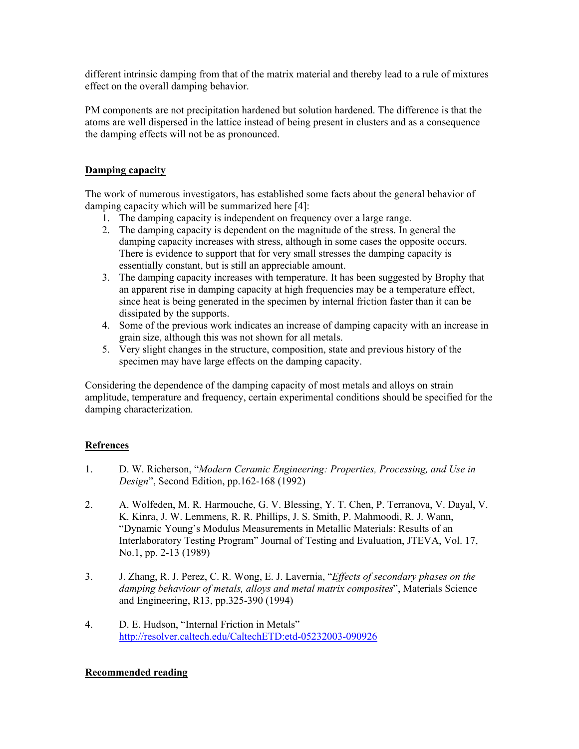different intrinsic damping from that of the matrix material and thereby lead to a rule of mixtures effect on the overall damping behavior.

PM components are not precipitation hardened but solution hardened. The difference is that the atoms are well dispersed in the lattice instead of being present in clusters and as a consequence the damping effects will not be as pronounced.

## Damping capacity

The work of numerous investigators, has established some facts about the general behavior of damping capacity which will be summarized here [4]:

1. The damping capacity is independent on frequency over a large range.
2. The damping capacity is dependent on the magnitude of the stress. In general the damping capacity increases with stress, although in some cases the opposite occurs. There is evidence to support that for very small stresses the damping capacity is essentially constant, but is still an appreciable amount.
3. The damping capacity increases with temperature. It has been suggested by Brophy that an apparent rise in damping capacity at high frequencies may be a temperature effect, since heat is being generated in the specimen by internal friction faster than it can be dissipated by the supports.
4. Some of the previous work indicates an increase of damping capacity with an increase in grain size, although this was not shown for all metals.
5. Very slight changes in the structure, composition, state and previous history of the specimen may have large effects on the damping capacity.

Considering the dependence of the damping capacity of most metals and alloys on strain amplitude, temperature and frequency, certain experimental conditions should be specified for the damping characterization.

## Refrences

1. D. W. Richerson, "*Modern Ceramic Engineering: Properties, Processing, and Use in Design*", Second Edition, pp.162-168 (1992)

2. A. Wolfeden, M. R. Harmouche, G. V. Blessing, Y. T. Chen, P. Terranova, V. Dayal, V. K. Kinra, J. W. Lemmens, R. R. Phillips, J. S. Smith, P. Mahmoodi, R. J. Wann, "Dynamic Young's Modulus Measurements in Metallic Materials: Results of an Interlaboratory Testing Program" Journal of Testing and Evaluation, JTEVA, Vol. 17, No.1, pp. 2-13 (1989)

3. J. Zhang, R. J. Perez, C. R. Wong, E. J. Lavernia, "*Effects of secondary phases on the damping behaviour of metals, alloys and metal matrix composites*", Materials Science and Engineering, R13, pp.325-390 (1994)

4. D. E. Hudson, "Internal Friction in Metals" http://resolver.caltech.edu/CaltechETD:etd-05232003-090926

## Recommended reading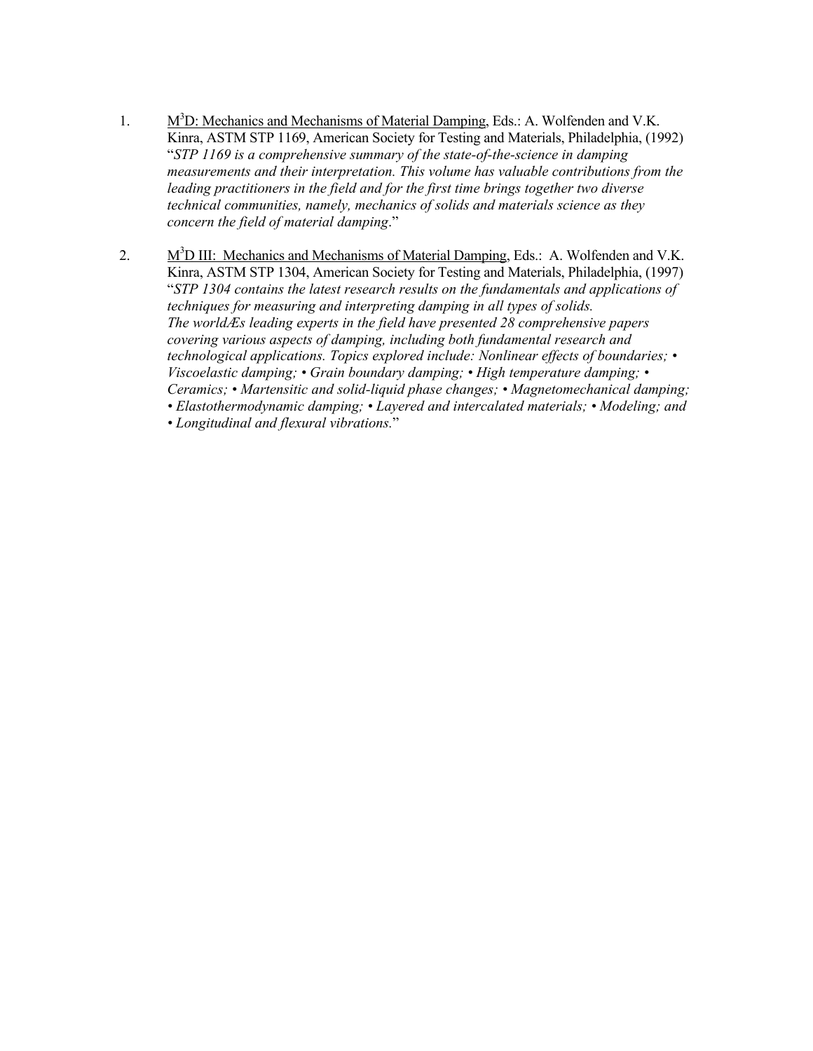1. M$^3$D: Mechanics and Mechanisms of Material Damping, Eds.: A. Wolfenden and V.K. Kinra, ASTM STP 1169, American Society for Testing and Materials, Philadelphia, (1992) "*STP 1169 is a comprehensive summary of the state-of-the-science in damping measurements and their interpretation. This volume has valuable contributions from the leading practitioners in the field and for the first time brings together two diverse technical communities, namely, mechanics of solids and materials science as they concern the field of material damping*."

2. M$^3$D III: Mechanics and Mechanisms of Material Damping, Eds.: A. Wolfenden and V.K. Kinra, ASTM STP 1304, American Society for Testing and Materials, Philadelphia, (1997) "*STP 1304 contains the latest research results on the fundamentals and applications of techniques for measuring and interpreting damping in all types of solids. The worldÆs leading experts in the field have presented 28 comprehensive papers covering various aspects of damping, including both fundamental research and technological applications. Topics explored include: Nonlinear effects of boundaries; • Viscoelastic damping; • Grain boundary damping; • High temperature damping; • Ceramics; • Martensitic and solid-liquid phase changes; • Magnetomechanical damping; • Elastothermodynamic damping; • Layered and intercalated materials; • Modeling; and • Longitudinal and flexural vibrations.*"